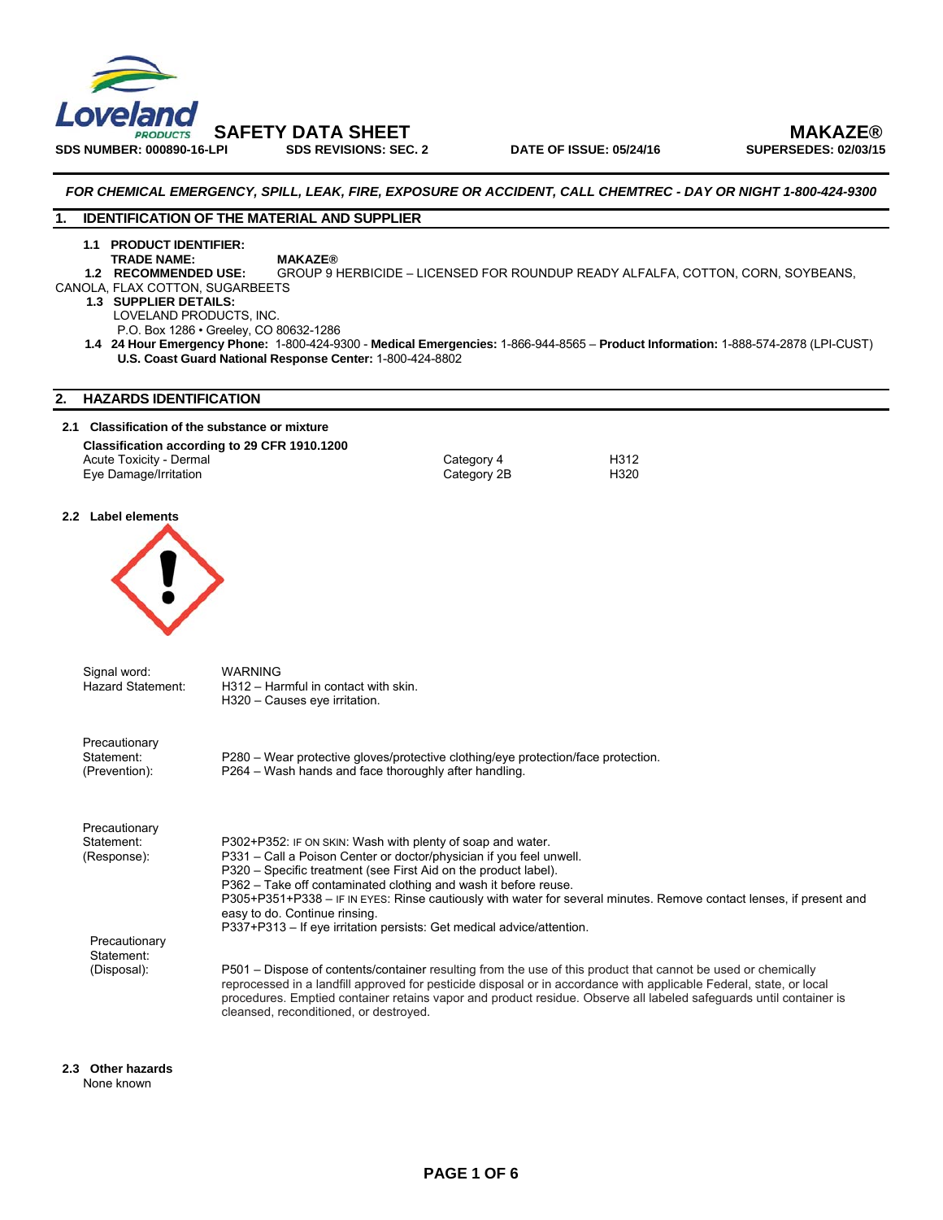**Loveland PRODUCTS**

# SAFETY DATA SHEET — MAKAZE®

**SDS NUMBER: 000890-16-LPI** | **SDS REVISIONS: SEC. 2** | **DATE OF ISSUE: 05/24/16** | **SUPERSEDES: 02/03/15**

***FOR CHEMICAL EMERGENCY, SPILL, LEAK, FIRE, EXPOSURE OR ACCIDENT, CALL CHEMTREC - DAY OR NIGHT 1-800-424-9300***

## 1. IDENTIFICATION OF THE MATERIAL AND SUPPLIER

**1.1 PRODUCT IDENTIFIER:**

**TRADE NAME:** **MAKAZE®**

**1.2 RECOMMENDED USE:** GROUP 9 HERBICIDE – LICENSED FOR ROUNDUP READY ALFALFA, COTTON, CORN, SOYBEANS, CANOLA, FLAX COTTON, SUGARBEETS

**1.3 SUPPLIER DETAILS:**

LOVELAND PRODUCTS, INC.
P.O. Box 1286 • Greeley, CO 80632-1286

**1.4 24 Hour Emergency Phone:** 1-800-424-9300 - **Medical Emergencies:** 1-866-944-8565 – **Product Information:** 1-888-574-2878 (LPI-CUST)
**U.S. Coast Guard National Response Center:** 1-800-424-8802

## 2. HAZARDS IDENTIFICATION

**2.1 Classification of the substance or mixture**

**Classification according to 29 CFR 1910.1200**

| | | |
|---|---|---|
| Acute Toxicity - Dermal | Category 4 | H312 |
| Eye Damage/Irritation | Category 2B | H320 |

**2.2 Label elements**

Signal word: WARNING

Hazard Statement:
H312 – Harmful in contact with skin.
H320 – Causes eye irritation.

Precautionary Statement: (Prevention):
P280 – Wear protective gloves/protective clothing/eye protection/face protection.
P264 – Wash hands and face thoroughly after handling.

Precautionary Statement: (Response):
P302+P352: IF ON SKIN: Wash with plenty of soap and water.
P331 – Call a Poison Center or doctor/physician if you feel unwell.
P320 – Specific treatment (see First Aid on the product label).
P362 – Take off contaminated clothing and wash it before reuse.
P305+P351+P338 – IF IN EYES: Rinse cautiously with water for several minutes. Remove contact lenses, if present and easy to do. Continue rinsing.
P337+P313 – If eye irritation persists: Get medical advice/attention.

Precautionary Statement: (Disposal):
P501 – Dispose of contents/container resulting from the use of this product that cannot be used or chemically reprocessed in a landfill approved for pesticide disposal or in accordance with applicable Federal, state, or local procedures. Emptied container retains vapor and product residue. Observe all labeled safeguards until container is cleansed, reconditioned, or destroyed.

**2.3 Other hazards**

None known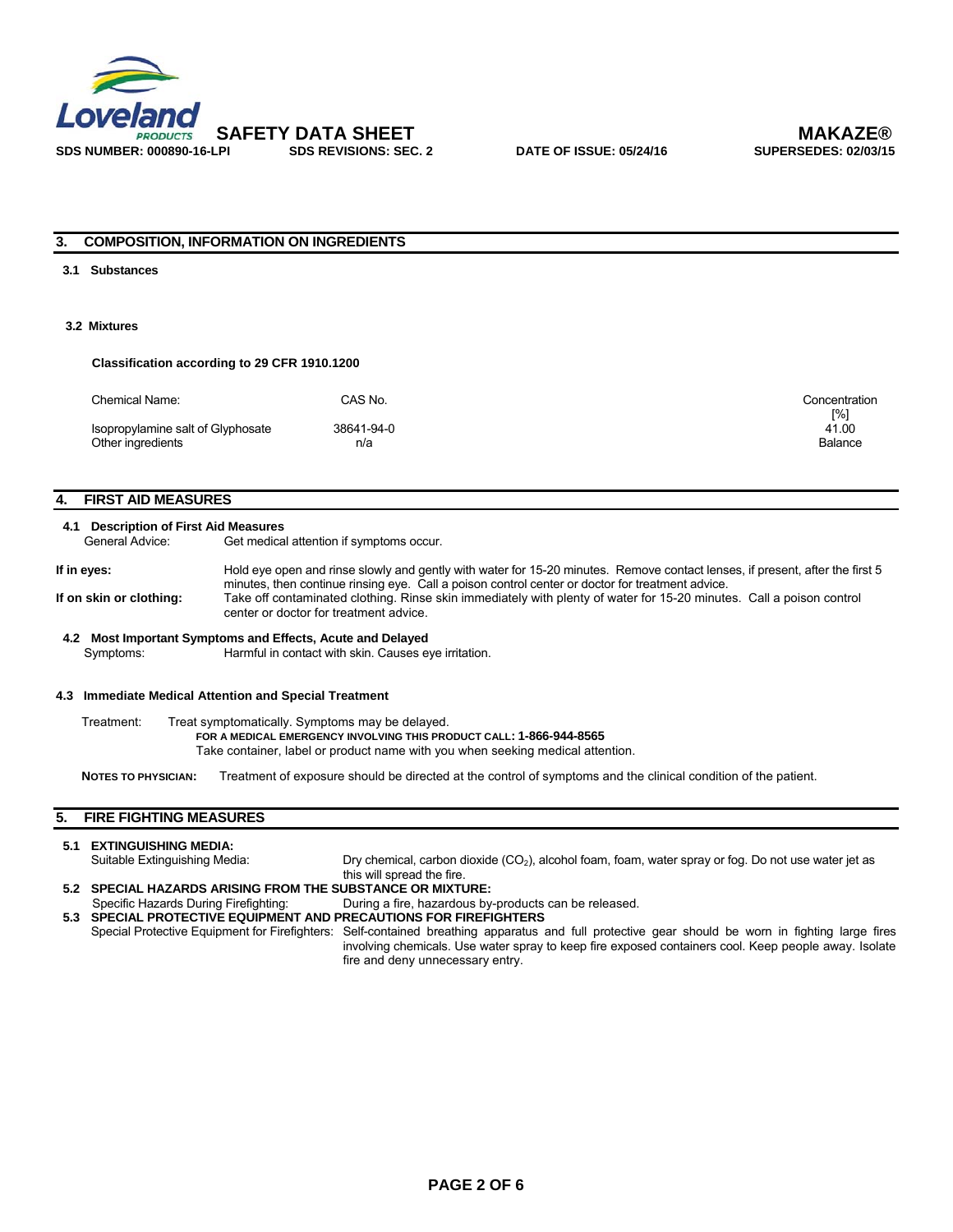## 3. COMPOSITION, INFORMATION ON INGREDIENTS

### 3.1 Substances

### 3.2 Mixtures

**Classification according to 29 CFR 1910.1200**

| Chemical Name: | CAS No. | Concentration [%] |
|---|---|---|
| Isopropylamine salt of Glyphosate | 38641-94-0 | 41.00 |
| Other ingredients | n/a | Balance |

## 4. FIRST AID MEASURES

### 4.1 Description of First Aid Measures

General Advice: Get medical attention if symptoms occur.

**If in eyes:** Hold eye open and rinse slowly and gently with water for 15-20 minutes. Remove contact lenses, if present, after the first 5 minutes, then continue rinsing eye. Call a poison control center or doctor for treatment advice.

**If on skin or clothing:** Take off contaminated clothing. Rinse skin immediately with plenty of water for 15-20 minutes. Call a poison control center or doctor for treatment advice.

### 4.2 Most Important Symptoms and Effects, Acute and Delayed

Symptoms: Harmful in contact with skin. Causes eye irritation.

### 4.3 Immediate Medical Attention and Special Treatment

Treatment: Treat symptomatically. Symptoms may be delayed.

**FOR A MEDICAL EMERGENCY INVOLVING THIS PRODUCT CALL: 1-866-944-8565**

Take container, label or product name with you when seeking medical attention.

**NOTES TO PHYSICIAN:** Treatment of exposure should be directed at the control of symptoms and the clinical condition of the patient.

## 5. FIRE FIGHTING MEASURES

### 5.1 EXTINGUISHING MEDIA:

Suitable Extinguishing Media: Dry chemical, carbon dioxide ($CO_2$), alcohol foam, foam, water spray or fog. Do not use water jet as this will spread the fire.

### 5.2 SPECIAL HAZARDS ARISING FROM THE SUBSTANCE OR MIXTURE:

Specific Hazards During Firefighting: During a fire, hazardous by-products can be released.

### 5.3 SPECIAL PROTECTIVE EQUIPMENT AND PRECAUTIONS FOR FIREFIGHTERS

Special Protective Equipment for Firefighters: Self-contained breathing apparatus and full protective gear should be worn in fighting large fires involving chemicals. Use water spray to keep fire exposed containers cool. Keep people away. Isolate fire and deny unnecessary entry.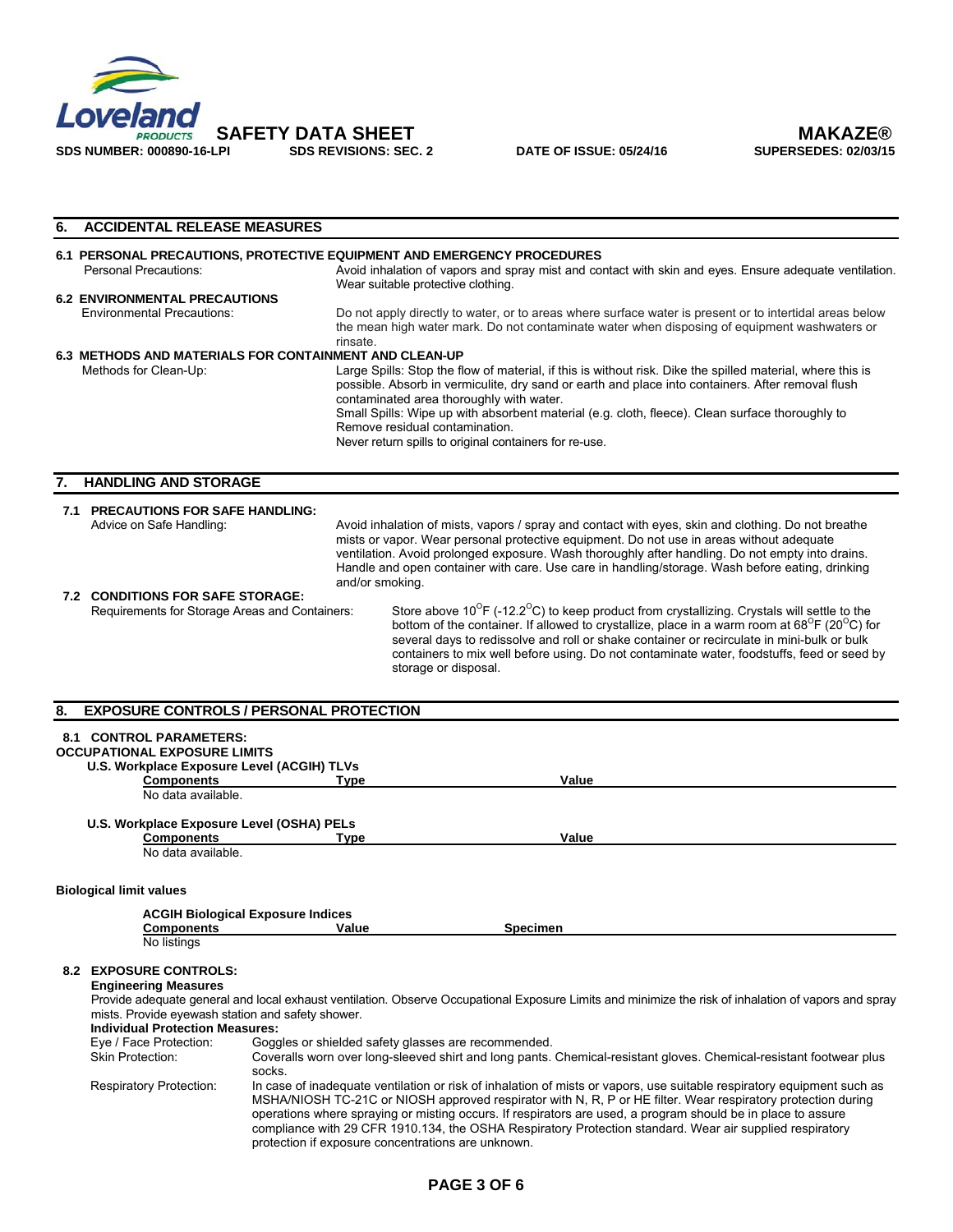## 6. ACCIDENTAL RELEASE MEASURES

### 6.1 PERSONAL PRECAUTIONS, PROTECTIVE EQUIPMENT AND EMERGENCY PROCEDURES

Personal Precautions: Avoid inhalation of vapors and spray mist and contact with skin and eyes. Ensure adequate ventilation. Wear suitable protective clothing.

### 6.2 ENVIRONMENTAL PRECAUTIONS

Environmental Precautions: Do not apply directly to water, or to areas where surface water is present or to intertidal areas below the mean high water mark. Do not contaminate water when disposing of equipment washwaters or rinsate.

### 6.3 METHODS AND MATERIALS FOR CONTAINMENT AND CLEAN-UP

Methods for Clean-Up: Large Spills: Stop the flow of material, if this is without risk. Dike the spilled material, where this is possible. Absorb in vermiculite, dry sand or earth and place into containers. After removal flush contaminated area thoroughly with water.
Small Spills: Wipe up with absorbent material (e.g. cloth, fleece). Clean surface thoroughly to Remove residual contamination.
Never return spills to original containers for re-use.

## 7. HANDLING AND STORAGE

### 7.1 PRECAUTIONS FOR SAFE HANDLING:

Advice on Safe Handling: Avoid inhalation of mists, vapors / spray and contact with eyes, skin and clothing. Do not breathe mists or vapor. Wear personal protective equipment. Do not use in areas without adequate ventilation. Avoid prolonged exposure. Wash thoroughly after handling. Do not empty into drains. Handle and open container with care. Use care in handling/storage. Wash before eating, drinking and/or smoking.

### 7.2 CONDITIONS FOR SAFE STORAGE:

Requirements for Storage Areas and Containers: Store above 10°F (-12.2°C) to keep product from crystallizing. Crystals will settle to the bottom of the container. If allowed to crystallize, place in a warm room at 68°F (20°C) for several days to redissolve and roll or shake container or recirculate in mini-bulk or bulk containers to mix well before using. Do not contaminate water, foodstuffs, feed or seed by storage or disposal.

## 8. EXPOSURE CONTROLS / PERSONAL PROTECTION

### 8.1 CONTROL PARAMETERS:

**OCCUPATIONAL EXPOSURE LIMITS**

**U.S. Workplace Exposure Level (ACGIH) TLVs**

| Components | Type | Value |
|---|---|---|
| No data available. | | |

**U.S. Workplace Exposure Level (OSHA) PELs**

| Components | Type | Value |
|---|---|---|
| No data available. | | |

**Biological limit values**

**ACGIH Biological Exposure Indices**

| Components | Value | Specimen |
|---|---|---|
| No listings | | |

### 8.2 EXPOSURE CONTROLS:

**Engineering Measures**

Provide adequate general and local exhaust ventilation. Observe Occupational Exposure Limits and minimize the risk of inhalation of vapors and spray mists. Provide eyewash station and safety shower.

**Individual Protection Measures:**

Eye / Face Protection: Goggles or shielded safety glasses are recommended.

Skin Protection: Coveralls worn over long-sleeved shirt and long pants. Chemical-resistant gloves. Chemical-resistant footwear plus socks.

Respiratory Protection: In case of inadequate ventilation or risk of inhalation of mists or vapors, use suitable respiratory equipment such as MSHA/NIOSH TC-21C or NIOSH approved respirator with N, R, P or HE filter. Wear respiratory protection during operations where spraying or misting occurs. If respirators are used, a program should be in place to assure compliance with 29 CFR 1910.134, the OSHA Respiratory Protection standard. Wear air supplied respiratory protection if exposure concentrations are unknown.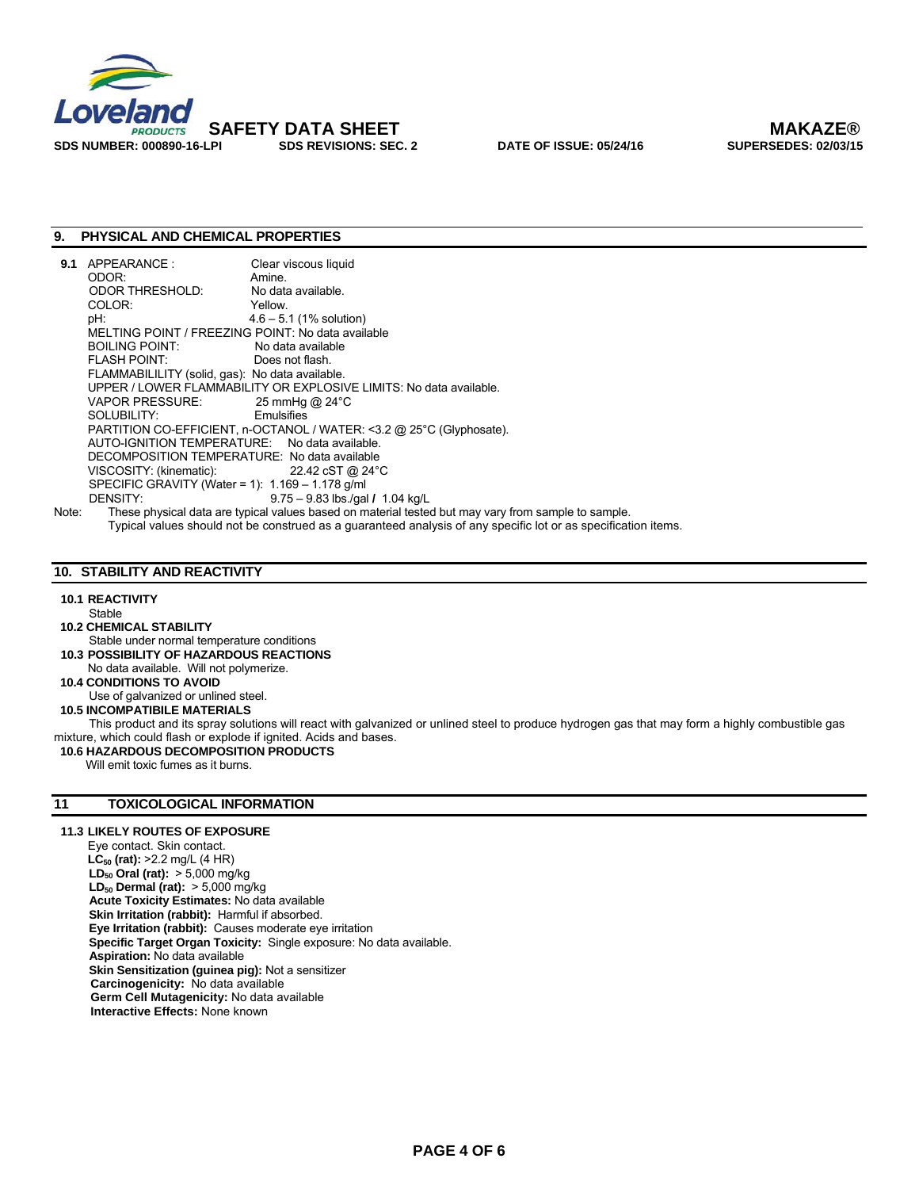## 9. PHYSICAL AND CHEMICAL PROPERTIES

**9.1** APPEARANCE : Clear viscous liquid
ODOR: Amine.
ODOR THRESHOLD: No data available.
COLOR: Yellow.
pH: 4.6 – 5.1 (1% solution)
MELTING POINT / FREEZING POINT: No data available
BOILING POINT: No data available
FLASH POINT: Does not flash.
FLAMMABILILITY (solid, gas): No data available.
UPPER / LOWER FLAMMABILITY OR EXPLOSIVE LIMITS: No data available.
VAPOR PRESSURE: 25 mmHg @ 24°C
SOLUBILITY: Emulsifies
PARTITION CO-EFFICIENT, n-OCTANOL / WATER: <3.2 @ 25°C (Glyphosate).
AUTO-IGNITION TEMPERATURE: No data available.
DECOMPOSITION TEMPERATURE: No data available
VISCOSITY: (kinematic): 22.42 cST @ 24°C
SPECIFIC GRAVITY (Water = 1): 1.169 – 1.178 g/ml
DENSITY: 9.75 – 9.83 lbs./gal / 1.04 kg/L

Note: These physical data are typical values based on material tested but may vary from sample to sample. Typical values should not be construed as a guaranteed analysis of any specific lot or as specification items.

## 10. STABILITY AND REACTIVITY

**10.1 REACTIVITY**
Stable

**10.2 CHEMICAL STABILITY**
Stable under normal temperature conditions

**10.3 POSSIBILITY OF HAZARDOUS REACTIONS**
No data available. Will not polymerize.

**10.4 CONDITIONS TO AVOID**
Use of galvanized or unlined steel.

**10.5 INCOMPATIBILE MATERIALS**
This product and its spray solutions will react with galvanized or unlined steel to produce hydrogen gas that may form a highly combustible gas mixture, which could flash or explode if ignited. Acids and bases.

**10.6 HAZARDOUS DECOMPOSITION PRODUCTS**
Will emit toxic fumes as it burns.

## 11 TOXICOLOGICAL INFORMATION

**11.3 LIKELY ROUTES OF EXPOSURE**
Eye contact. Skin contact.
**$LC_{50}$ (rat):** >2.2 mg/L (4 HR)
**$LD_{50}$ Oral (rat):** > 5,000 mg/kg
**$LD_{50}$ Dermal (rat):** > 5,000 mg/kg
**Acute Toxicity Estimates:** No data available
**Skin Irritation (rabbit):** Harmful if absorbed.
**Eye Irritation (rabbit):** Causes moderate eye irritation
**Specific Target Organ Toxicity:** Single exposure: No data available.
**Aspiration:** No data available
**Skin Sensitization (guinea pig):** Not a sensitizer
**Carcinogenicity:** No data available
**Germ Cell Mutagenicity:** No data available
**Interactive Effects:** None known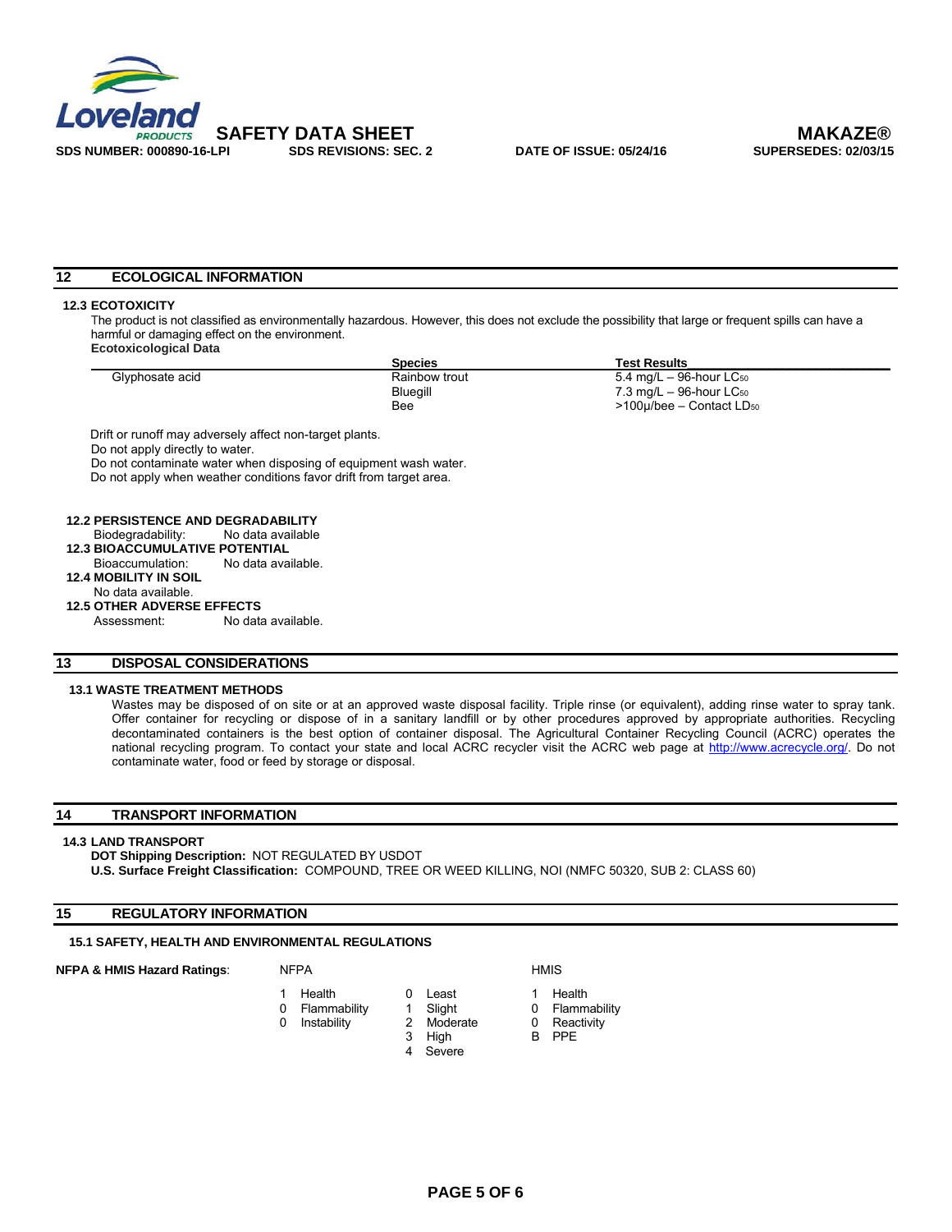## 12 ECOLOGICAL INFORMATION

**12.3 ECOTOXICITY**

The product is not classified as environmentally hazardous. However, this does not exclude the possibility that large or frequent spills can have a harmful or damaging effect on the environment.

**Ecotoxicological Data**

| | Species | Test Results |
|---|---|---|
| Glyphosate acid | Rainbow trout | 5.4 mg/L – 96-hour $LC_{50}$ |
| | Bluegill | 7.3 mg/L – 96-hour $LC_{50}$ |
| | Bee | >100µ/bee – Contact $LD_{50}$ |

Drift or runoff may adversely affect non-target plants.
Do not apply directly to water.
Do not contaminate water when disposing of equipment wash water.
Do not apply when weather conditions favor drift from target area.

**12.2 PERSISTENCE AND DEGRADABILITY**

Biodegradability: No data available

**12.3 BIOACCUMULATIVE POTENTIAL**

Bioaccumulation: No data available.

**12.4 MOBILITY IN SOIL**

No data available.

**12.5 OTHER ADVERSE EFFECTS**

Assessment: No data available.

## 13 DISPOSAL CONSIDERATIONS

**13.1 WASTE TREATMENT METHODS**

Wastes may be disposed of on site or at an approved waste disposal facility. Triple rinse (or equivalent), adding rinse water to spray tank. Offer container for recycling or dispose of in a sanitary landfill or by other procedures approved by appropriate authorities. Recycling decontaminated containers is the best option of container disposal. The Agricultural Container Recycling Council (ACRC) operates the national recycling program. To contact your state and local ACRC recycler visit the ACRC web page at http://www.acrecycle.org/. Do not contaminate water, food or feed by storage or disposal.

## 14 TRANSPORT INFORMATION

**14.3 LAND TRANSPORT**

**DOT Shipping Description:** NOT REGULATED BY USDOT
**U.S. Surface Freight Classification:** COMPOUND, TREE OR WEED KILLING, NOI (NMFC 50320, SUB 2: CLASS 60)

## 15 REGULATORY INFORMATION

**15.1 SAFETY, HEALTH AND ENVIRONMENTAL REGULATIONS**

**NFPA & HMIS Hazard Ratings**:

| NFPA | | Scale | | HMIS | |
|---|---|---|---|---|---|
| 1 | Health | 0 | Least | 1 | Health |
| 0 | Flammability | 1 | Slight | 0 | Flammability |
| 0 | Instability | 2 | Moderate | 0 | Reactivity |
| | | 3 | High | B | PPE |
| | | 4 | Severe | | |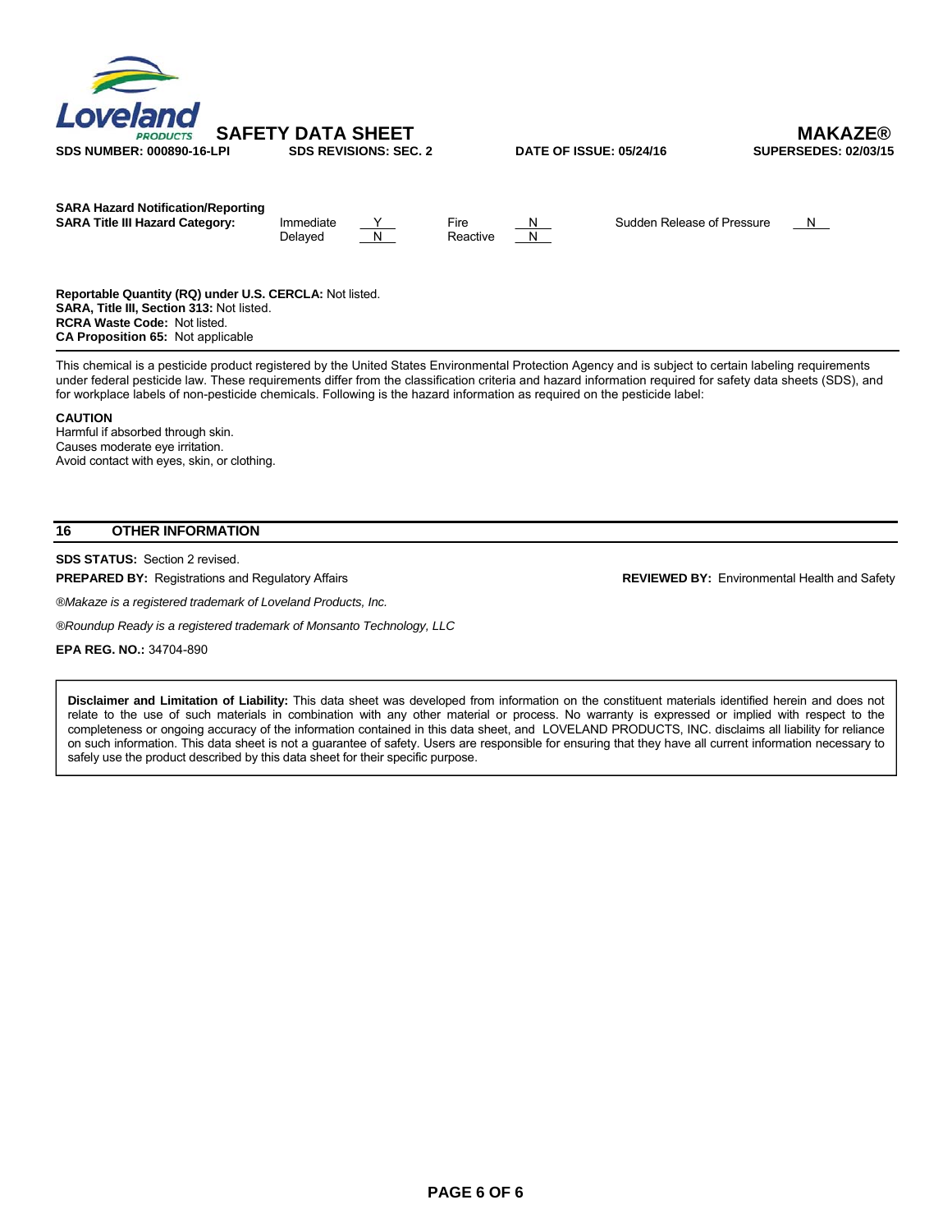**SARA Hazard Notification/Reporting**

| | | | | | | |
|---|---|---|---|---|---|---|
| **SARA Title III Hazard Category:** | Immediate | Y | Fire | N | Sudden Release of Pressure | N |
| | Delayed | N | Reactive | N | | |

**Reportable Quantity (RQ) under U.S. CERCLA:** Not listed.
**SARA, Title III, Section 313:** Not listed.
**RCRA Waste Code:** Not listed.
**CA Proposition 65:** Not applicable

This chemical is a pesticide product registered by the United States Environmental Protection Agency and is subject to certain labeling requirements under federal pesticide law. These requirements differ from the classification criteria and hazard information required for safety data sheets (SDS), and for workplace labels of non-pesticide chemicals. Following is the hazard information as required on the pesticide label:

**CAUTION**
Harmful if absorbed through skin.
Causes moderate eye irritation.
Avoid contact with eyes, skin, or clothing.

## 16 OTHER INFORMATION

**SDS STATUS:** Section 2 revised.

**PREPARED BY:** Registrations and Regulatory Affairs

**REVIEWED BY:** Environmental Health and Safety

*®Makaze is a registered trademark of Loveland Products, Inc.*

*®Roundup Ready is a registered trademark of Monsanto Technology, LLC*

**EPA REG. NO.:** 34704-890

**Disclaimer and Limitation of Liability:** This data sheet was developed from information on the constituent materials identified herein and does not relate to the use of such materials in combination with any other material or process. No warranty is expressed or implied with respect to the completeness or ongoing accuracy of the information contained in this data sheet, and LOVELAND PRODUCTS, INC. disclaims all liability for reliance on such information. This data sheet is not a guarantee of safety. Users are responsible for ensuring that they have all current information necessary to safely use the product described by this data sheet for their specific purpose.